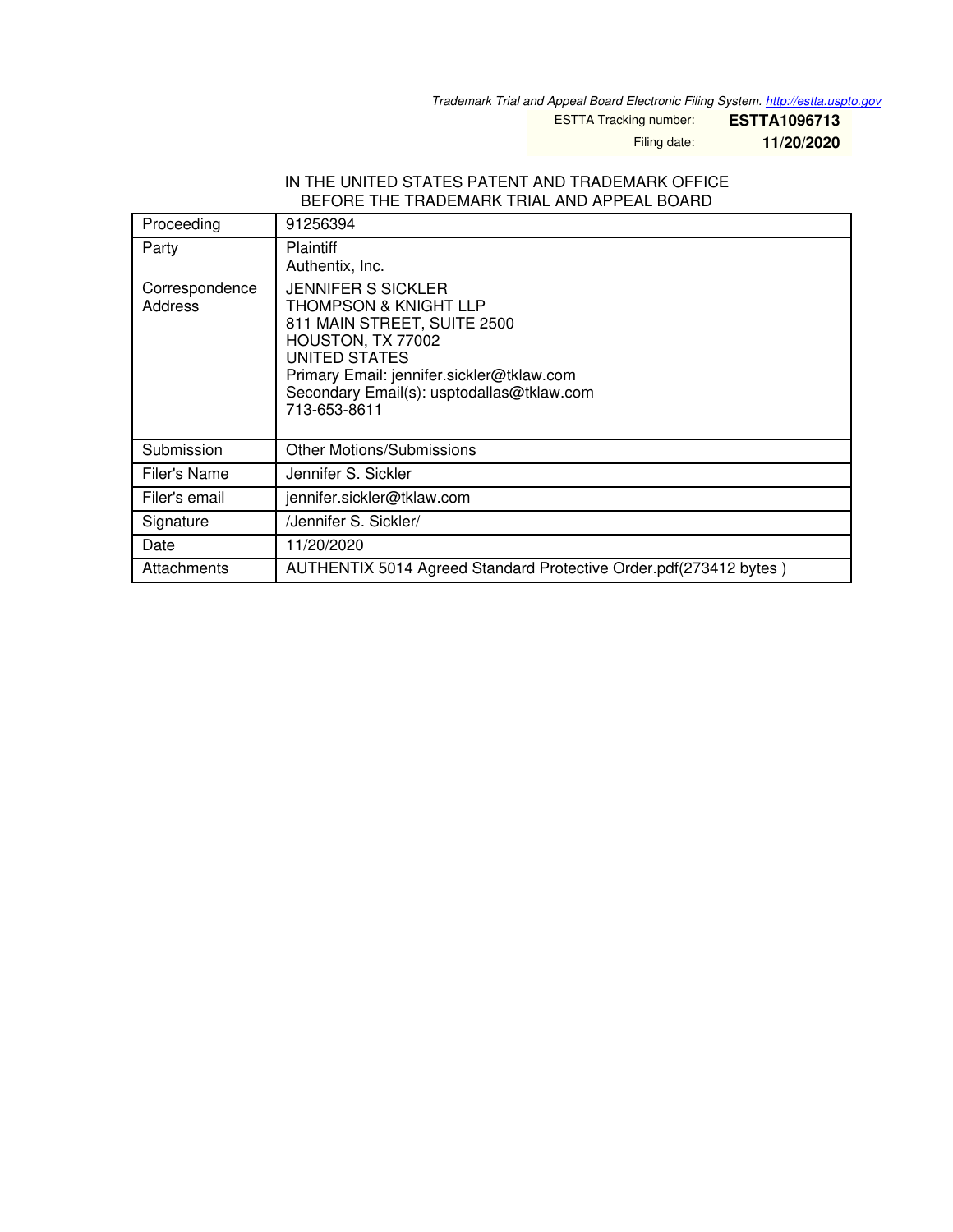*Trademark Trial and Appeal Board Electronic Filing System. http://estta.uspto.gov*

ESTTA Tracking number: **ESTTA1096713**

Filing date: **11/20/2020**

IN THE UNITED STATES PATENT AND TRADEMARK OFFICE
BEFORE THE TRADEMARK TRIAL AND APPEAL BOARD

| Proceeding | 91256394 |
|---|---|
| Party | Plaintiff<br>Authentix, Inc. |
| Correspondence Address | JENNIFER S SICKLER<br>THOMPSON & KNIGHT LLP<br>811 MAIN STREET, SUITE 2500<br>HOUSTON, TX 77002<br>UNITED STATES<br>Primary Email: jennifer.sickler@tklaw.com<br>Secondary Email(s): usptodallas@tklaw.com<br>713-653-8611 |
| Submission | Other Motions/Submissions |
| Filer's Name | Jennifer S. Sickler |
| Filer's email | jennifer.sickler@tklaw.com |
| Signature | /Jennifer S. Sickler/ |
| Date | 11/20/2020 |
| Attachments | AUTHENTIX 5014 Agreed Standard Protective Order.pdf(273412 bytes ) |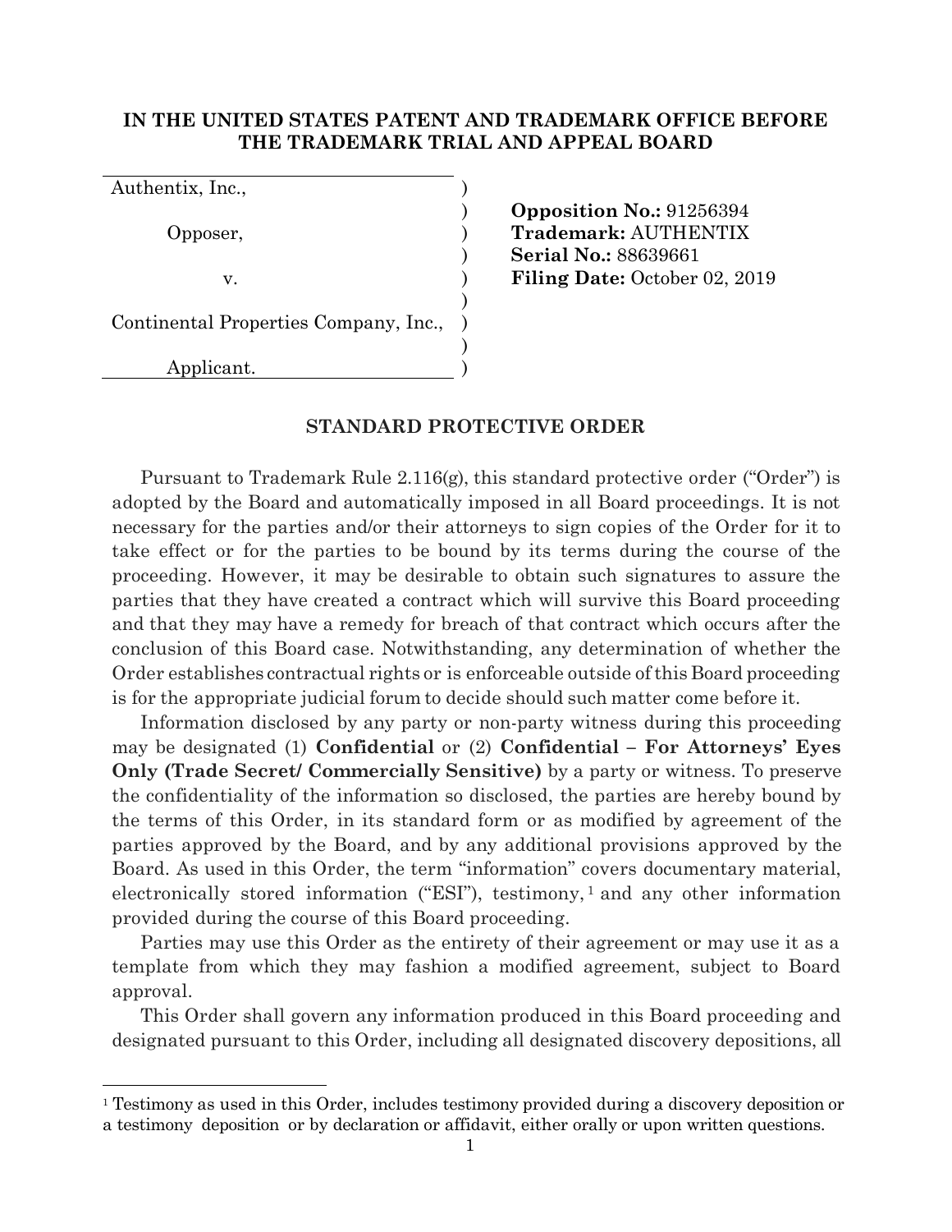**IN THE UNITED STATES PATENT AND TRADEMARK OFFICE BEFORE THE TRADEMARK TRIAL AND APPEAL BOARD**

| | | |
|---|---|---|
| Authentix, Inc., | ) | |
| | ) | **Opposition No.:** 91256394 |
| Opposer, | ) | **Trademark:** AUTHENTIX |
| | ) | **Serial No.:** 88639661 |
| v. | ) | **Filing Date:** October 02, 2019 |
| | ) | |
| Continental Properties Company, Inc., | ) | |
| | ) | |
| Applicant. | ) | |

## STANDARD PROTECTIVE ORDER

Pursuant to Trademark Rule 2.116(g), this standard protective order ("Order") is adopted by the Board and automatically imposed in all Board proceedings. It is not necessary for the parties and/or their attorneys to sign copies of the Order for it to take effect or for the parties to be bound by its terms during the course of the proceeding. However, it may be desirable to obtain such signatures to assure the parties that they have created a contract which will survive this Board proceeding and that they may have a remedy for breach of that contract which occurs after the conclusion of this Board case. Notwithstanding, any determination of whether the Order establishes contractual rights or is enforceable outside of this Board proceeding is for the appropriate judicial forum to decide should such matter come before it.

Information disclosed by any party or non-party witness during this proceeding may be designated (1) **Confidential** or (2) **Confidential – For Attorneys' Eyes Only (Trade Secret/ Commercially Sensitive)** by a party or witness. To preserve the confidentiality of the information so disclosed, the parties are hereby bound by the terms of this Order, in its standard form or as modified by agreement of the parties approved by the Board, and by any additional provisions approved by the Board. As used in this Order, the term "information" covers documentary material, electronically stored information ("ESI"), testimony,[1] and any other information provided during the course of this Board proceeding.

Parties may use this Order as the entirety of their agreement or may use it as a template from which they may fashion a modified agreement, subject to Board approval.

This Order shall govern any information produced in this Board proceeding and designated pursuant to this Order, including all designated discovery depositions, all

[1] Testimony as used in this Order, includes testimony provided during a discovery deposition or a testimony deposition or by declaration or affidavit, either orally or upon written questions.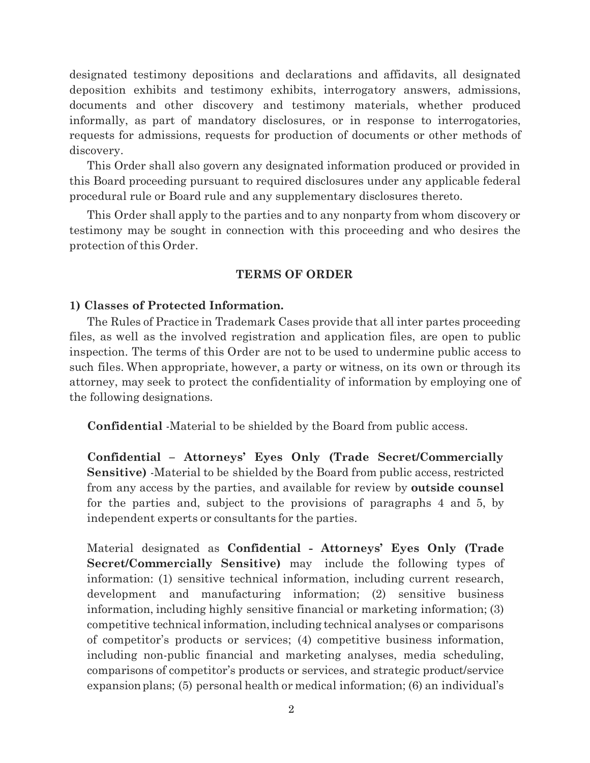designated testimony depositions and declarations and affidavits, all designated deposition exhibits and testimony exhibits, interrogatory answers, admissions, documents and other discovery and testimony materials, whether produced informally, as part of mandatory disclosures, or in response to interrogatories, requests for admissions, requests for production of documents or other methods of discovery.

This Order shall also govern any designated information produced or provided in this Board proceeding pursuant to required disclosures under any applicable federal procedural rule or Board rule and any supplementary disclosures thereto.

This Order shall apply to the parties and to any nonparty from whom discovery or testimony may be sought in connection with this proceeding and who desires the protection of this Order.

## TERMS OF ORDER

**1) Classes of Protected Information.**

The Rules of Practice in Trademark Cases provide that all inter partes proceeding files, as well as the involved registration and application files, are open to public inspection. The terms of this Order are not to be used to undermine public access to such files. When appropriate, however, a party or witness, on its own or through its attorney, may seek to protect the confidentiality of information by employing one of the following designations.

**Confidential** -Material to be shielded by the Board from public access.

**Confidential – Attorneys' Eyes Only (Trade Secret/Commercially Sensitive)** -Material to be shielded by the Board from public access, restricted from any access by the parties, and available for review by **outside counsel** for the parties and, subject to the provisions of paragraphs 4 and 5, by independent experts or consultants for the parties.

Material designated as **Confidential - Attorneys' Eyes Only (Trade Secret/Commercially Sensitive)** may include the following types of information: (1) sensitive technical information, including current research, development and manufacturing information; (2) sensitive business information, including highly sensitive financial or marketing information; (3) competitive technical information, including technical analyses or comparisons of competitor's products or services; (4) competitive business information, including non-public financial and marketing analyses, media scheduling, comparisons of competitor's products or services, and strategic product/service expansion plans; (5) personal health or medical information; (6) an individual's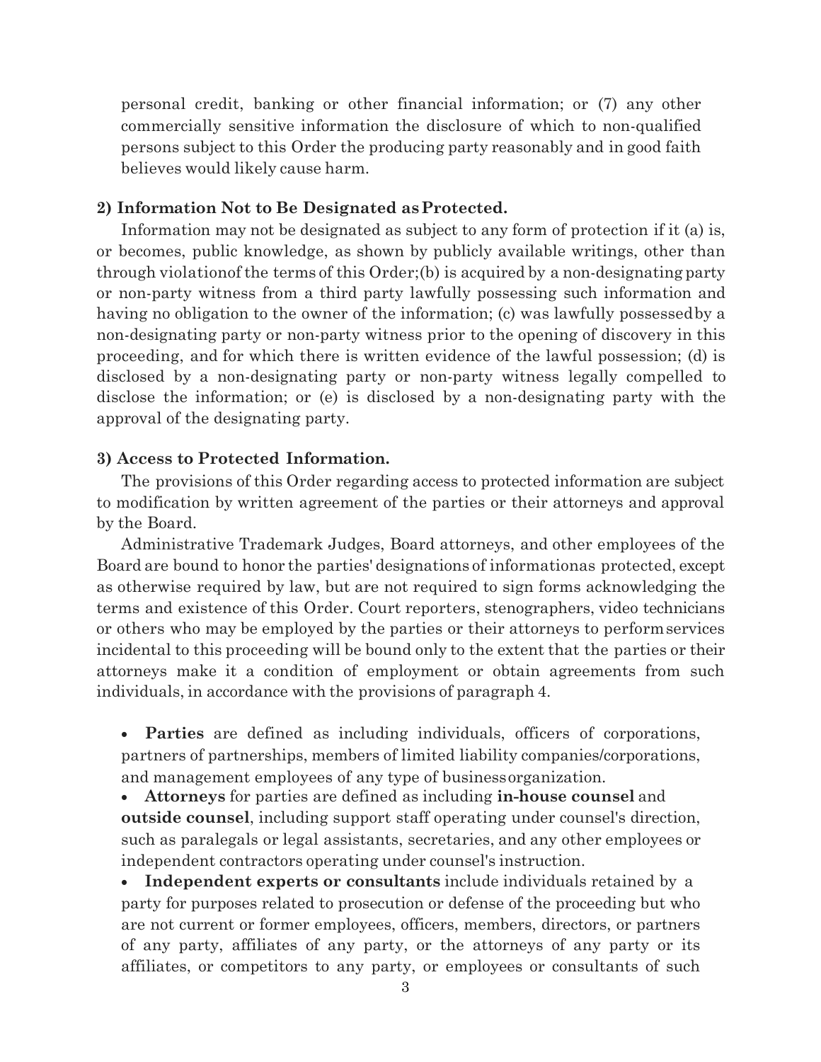personal credit, banking or other financial information; or (7) any other commercially sensitive information the disclosure of which to non-qualified persons subject to this Order the producing party reasonably and in good faith believes would likely cause harm.

**2) Information Not to Be Designated as Protected.**

Information may not be designated as subject to any form of protection if it (a) is, or becomes, public knowledge, as shown by publicly available writings, other than through violation of the terms of this Order; (b) is acquired by a non-designating party or non-party witness from a third party lawfully possessing such information and having no obligation to the owner of the information; (c) was lawfully possessed by a non-designating party or non-party witness prior to the opening of discovery in this proceeding, and for which there is written evidence of the lawful possession; (d) is disclosed by a non-designating party or non-party witness legally compelled to disclose the information; or (e) is disclosed by a non-designating party with the approval of the designating party.

**3) Access to Protected Information.**

The provisions of this Order regarding access to protected information are subject to modification by written agreement of the parties or their attorneys and approval by the Board.

Administrative Trademark Judges, Board attorneys, and other employees of the Board are bound to honor the parties' designations of information as protected, except as otherwise required by law, but are not required to sign forms acknowledging the terms and existence of this Order. Court reporters, stenographers, video technicians or others who may be employed by the parties or their attorneys to perform services incidental to this proceeding will be bound only to the extent that the parties or their attorneys make it a condition of employment or obtain agreements from such individuals, in accordance with the provisions of paragraph 4.

- **Parties** are defined as including individuals, officers of corporations, partners of partnerships, members of limited liability companies/corporations, and management employees of any type of business organization.
- **Attorneys** for parties are defined as including **in-house counsel** and **outside counsel**, including support staff operating under counsel's direction, such as paralegals or legal assistants, secretaries, and any other employees or independent contractors operating under counsel's instruction.
- **Independent experts or consultants** include individuals retained by a party for purposes related to prosecution or defense of the proceeding but who are not current or former employees, officers, members, directors, or partners of any party, affiliates of any party, or the attorneys of any party or its affiliates, or competitors to any party, or employees or consultants of such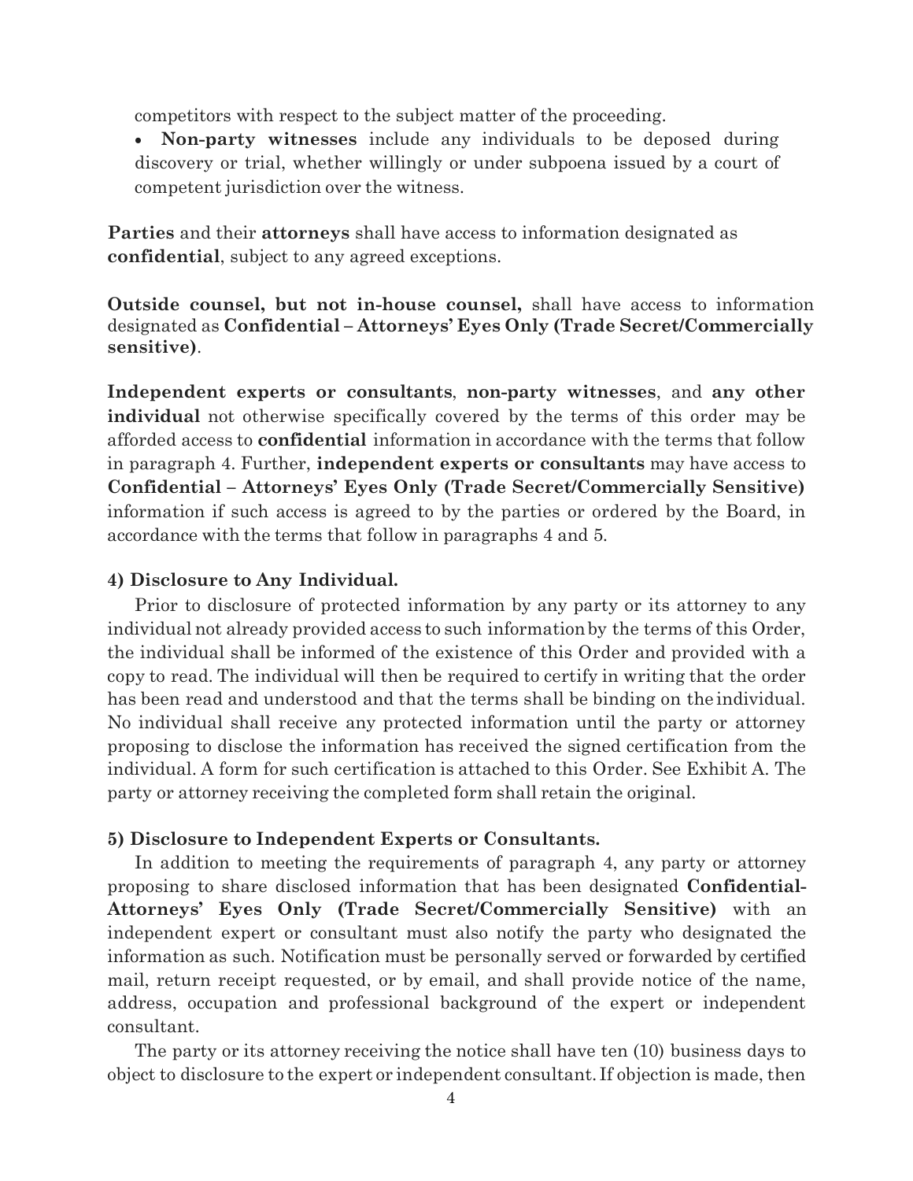competitors with respect to the subject matter of the proceeding.

- **Non-party witnesses** include any individuals to be deposed during discovery or trial, whether willingly or under subpoena issued by a court of competent jurisdiction over the witness.

**Parties** and their **attorneys** shall have access to information designated as **confidential**, subject to any agreed exceptions.

**Outside counsel, but not in-house counsel,** shall have access to information designated as **Confidential – Attorneys' Eyes Only (Trade Secret/Commercially sensitive)**.

**Independent experts or consultants**, **non-party witnesses**, and **any other individual** not otherwise specifically covered by the terms of this order may be afforded access to **confidential** information in accordance with the terms that follow in paragraph 4. Further, **independent experts or consultants** may have access to **Confidential – Attorneys' Eyes Only (Trade Secret/Commercially Sensitive)** information if such access is agreed to by the parties or ordered by the Board, in accordance with the terms that follow in paragraphs 4 and 5.

**4) Disclosure to Any Individual.**

Prior to disclosure of protected information by any party or its attorney to any individual not already provided access to such information by the terms of this Order, the individual shall be informed of the existence of this Order and provided with a copy to read. The individual will then be required to certify in writing that the order has been read and understood and that the terms shall be binding on the individual. No individual shall receive any protected information until the party or attorney proposing to disclose the information has received the signed certification from the individual. A form for such certification is attached to this Order. See Exhibit A. The party or attorney receiving the completed form shall retain the original.

**5) Disclosure to Independent Experts or Consultants.**

In addition to meeting the requirements of paragraph 4, any party or attorney proposing to share disclosed information that has been designated **Confidential-Attorneys' Eyes Only (Trade Secret/Commercially Sensitive)** with an independent expert or consultant must also notify the party who designated the information as such. Notification must be personally served or forwarded by certified mail, return receipt requested, or by email, and shall provide notice of the name, address, occupation and professional background of the expert or independent consultant.

The party or its attorney receiving the notice shall have ten (10) business days to object to disclosure to the expert or independent consultant. If objection is made, then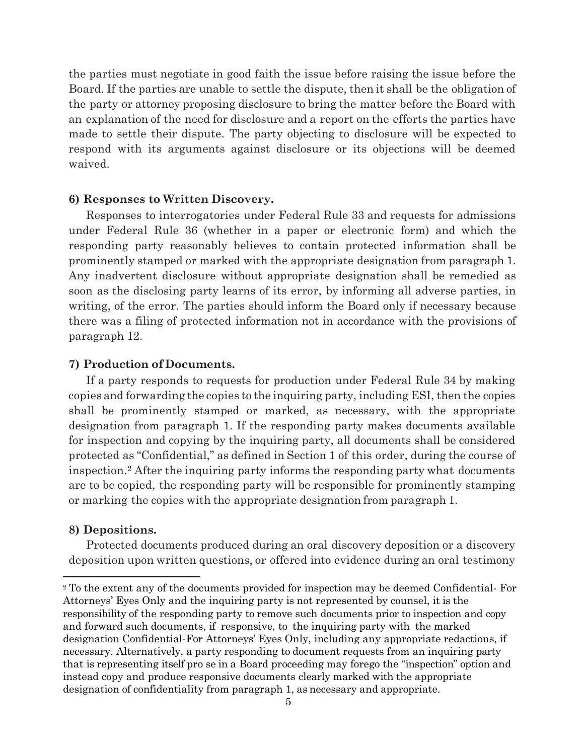the parties must negotiate in good faith the issue before raising the issue before the Board. If the parties are unable to settle the dispute, then it shall be the obligation of the party or attorney proposing disclosure to bring the matter before the Board with an explanation of the need for disclosure and a report on the efforts the parties have made to settle their dispute. The party objecting to disclosure will be expected to respond with its arguments against disclosure or its objections will be deemed waived.

**6) Responses to Written Discovery.**

Responses to interrogatories under Federal Rule 33 and requests for admissions under Federal Rule 36 (whether in a paper or electronic form) and which the responding party reasonably believes to contain protected information shall be prominently stamped or marked with the appropriate designation from paragraph 1. Any inadvertent disclosure without appropriate designation shall be remedied as soon as the disclosing party learns of its error, by informing all adverse parties, in writing, of the error. The parties should inform the Board only if necessary because there was a filing of protected information not in accordance with the provisions of paragraph 12.

**7) Production of Documents.**

If a party responds to requests for production under Federal Rule 34 by making copies and forwarding the copies to the inquiring party, including ESI, then the copies shall be prominently stamped or marked, as necessary, with the appropriate designation from paragraph 1. If the responding party makes documents available for inspection and copying by the inquiring party, all documents shall be considered protected as "Confidential," as defined in Section 1 of this order, during the course of inspection.[2] After the inquiring party informs the responding party what documents are to be copied, the responding party will be responsible for prominently stamping or marking the copies with the appropriate designation from paragraph 1.

**8) Depositions.**

Protected documents produced during an oral discovery deposition or a discovery deposition upon written questions, or offered into evidence during an oral testimony

[2] To the extent any of the documents provided for inspection may be deemed Confidential- For Attorneys' Eyes Only and the inquiring party is not represented by counsel, it is the responsibility of the responding party to remove such documents prior to inspection and copy and forward such documents, if responsive, to the inquiring party with the marked designation Confidential-For Attorneys' Eyes Only, including any appropriate redactions, if necessary. Alternatively, a party responding to document requests from an inquiring party that is representing itself pro se in a Board proceeding may forego the "inspection" option and instead copy and produce responsive documents clearly marked with the appropriate designation of confidentiality from paragraph 1, as necessary and appropriate.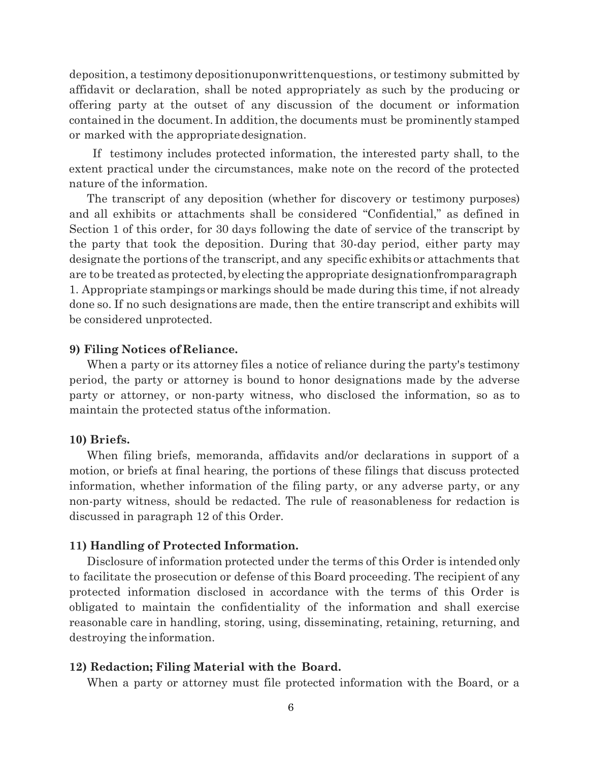deposition, a testimony deposition upon written questions, or testimony submitted by affidavit or declaration, shall be noted appropriately as such by the producing or offering party at the outset of any discussion of the document or information contained in the document. In addition, the documents must be prominently stamped or marked with the appropriate designation.

If testimony includes protected information, the interested party shall, to the extent practical under the circumstances, make note on the record of the protected nature of the information.

The transcript of any deposition (whether for discovery or testimony purposes) and all exhibits or attachments shall be considered "Confidential," as defined in Section 1 of this order, for 30 days following the date of service of the transcript by the party that took the deposition. During that 30-day period, either party may designate the portions of the transcript, and any specific exhibits or attachments that are to be treated as protected, by electing the appropriate designation from paragraph 1. Appropriate stampings or markings should be made during this time, if not already done so. If no such designations are made, then the entire transcript and exhibits will be considered unprotected.

**9) Filing Notices of Reliance.**

When a party or its attorney files a notice of reliance during the party's testimony period, the party or attorney is bound to honor designations made by the adverse party or attorney, or non-party witness, who disclosed the information, so as to maintain the protected status of the information.

**10) Briefs.**

When filing briefs, memoranda, affidavits and/or declarations in support of a motion, or briefs at final hearing, the portions of these filings that discuss protected information, whether information of the filing party, or any adverse party, or any non-party witness, should be redacted. The rule of reasonableness for redaction is discussed in paragraph 12 of this Order.

**11) Handling of Protected Information.**

Disclosure of information protected under the terms of this Order is intended only to facilitate the prosecution or defense of this Board proceeding. The recipient of any protected information disclosed in accordance with the terms of this Order is obligated to maintain the confidentiality of the information and shall exercise reasonable care in handling, storing, using, disseminating, retaining, returning, and destroying the information.

**12) Redaction; Filing Material with the Board.**

When a party or attorney must file protected information with the Board, or a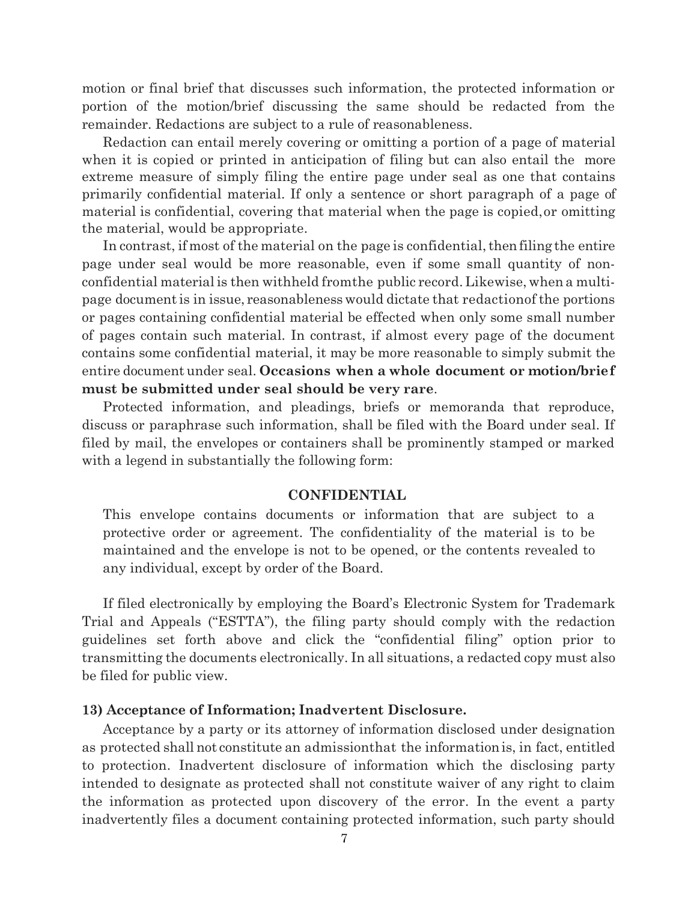motion or final brief that discusses such information, the protected information or portion of the motion/brief discussing the same should be redacted from the remainder. Redactions are subject to a rule of reasonableness.

Redaction can entail merely covering or omitting a portion of a page of material when it is copied or printed in anticipation of filing but can also entail the more extreme measure of simply filing the entire page under seal as one that contains primarily confidential material. If only a sentence or short paragraph of a page of material is confidential, covering that material when the page is copied, or omitting the material, would be appropriate.

In contrast, if most of the material on the page is confidential, then filing the entire page under seal would be more reasonable, even if some small quantity of non-confidential material is then withheld from the public record. Likewise, when a multi-page document is in issue, reasonableness would dictate that redaction of the portions or pages containing confidential material be effected when only some small number of pages contain such material. In contrast, if almost every page of the document contains some confidential material, it may be more reasonable to simply submit the entire document under seal. **Occasions when a whole document or motion/brief must be submitted under seal should be very rare**.

Protected information, and pleadings, briefs or memoranda that reproduce, discuss or paraphrase such information, shall be filed with the Board under seal. If filed by mail, the envelopes or containers shall be prominently stamped or marked with a legend in substantially the following form:

**CONFIDENTIAL**

> This envelope contains documents or information that are subject to a protective order or agreement. The confidentiality of the material is to be maintained and the envelope is not to be opened, or the contents revealed to any individual, except by order of the Board.

If filed electronically by employing the Board's Electronic System for Trademark Trial and Appeals ("ESTTA"), the filing party should comply with the redaction guidelines set forth above and click the "confidential filing" option prior to transmitting the documents electronically. In all situations, a redacted copy must also be filed for public view.

**13) Acceptance of Information; Inadvertent Disclosure.**

Acceptance by a party or its attorney of information disclosed under designation as protected shall not constitute an admission that the information is, in fact, entitled to protection. Inadvertent disclosure of information which the disclosing party intended to designate as protected shall not constitute waiver of any right to claim the information as protected upon discovery of the error. In the event a party inadvertently files a document containing protected information, such party should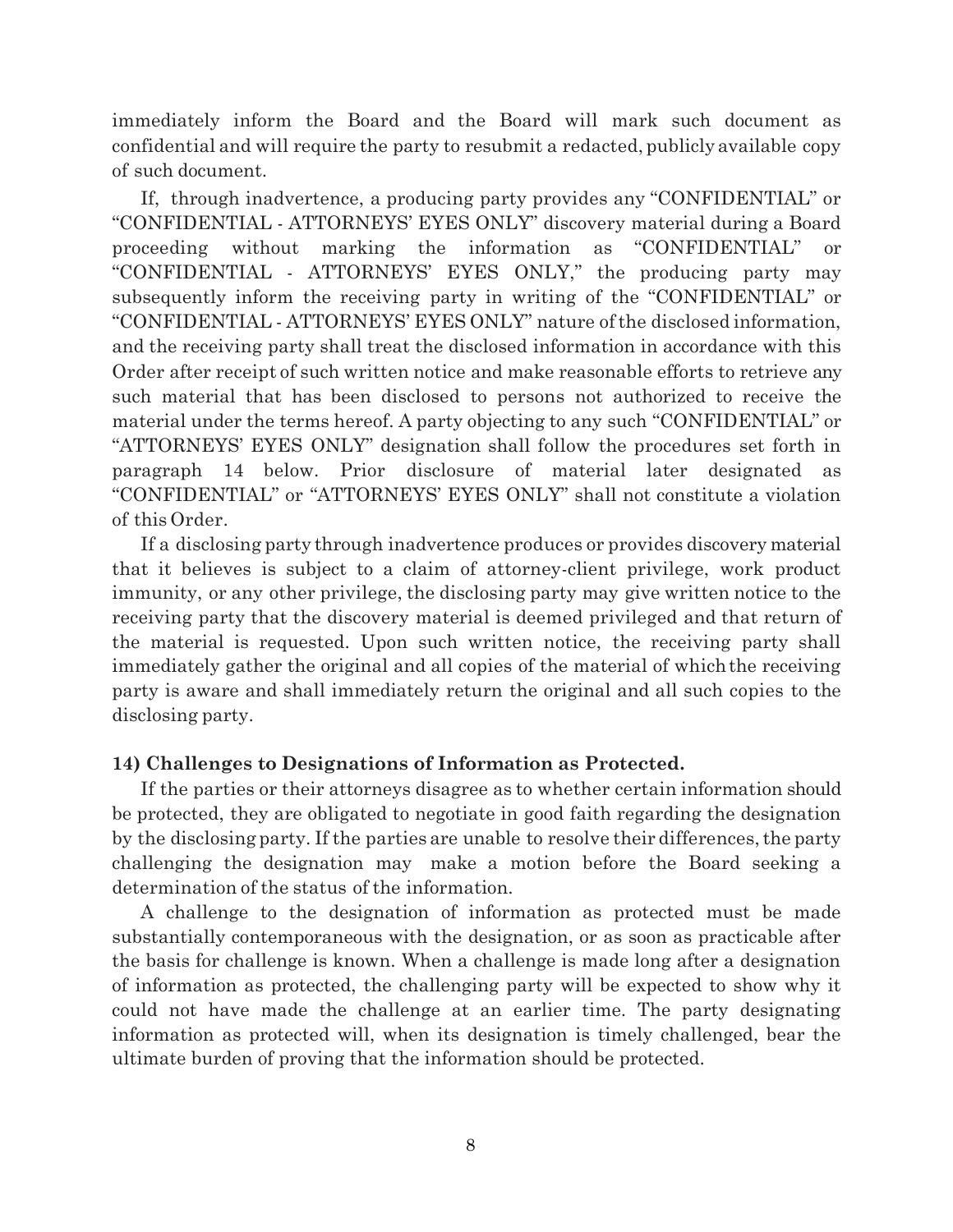immediately inform the Board and the Board will mark such document as confidential and will require the party to resubmit a redacted, publicly available copy of such document.

If, through inadvertence, a producing party provides any "CONFIDENTIAL" or "CONFIDENTIAL - ATTORNEYS' EYES ONLY" discovery material during a Board proceeding without marking the information as "CONFIDENTIAL" or "CONFIDENTIAL - ATTORNEYS' EYES ONLY," the producing party may subsequently inform the receiving party in writing of the "CONFIDENTIAL" or "CONFIDENTIAL - ATTORNEYS' EYES ONLY" nature of the disclosed information, and the receiving party shall treat the disclosed information in accordance with this Order after receipt of such written notice and make reasonable efforts to retrieve any such material that has been disclosed to persons not authorized to receive the material under the terms hereof. A party objecting to any such "CONFIDENTIAL" or "ATTORNEYS' EYES ONLY" designation shall follow the procedures set forth in paragraph 14 below. Prior disclosure of material later designated as "CONFIDENTIAL" or "ATTORNEYS' EYES ONLY" shall not constitute a violation of this Order.

If a disclosing party through inadvertence produces or provides discovery material that it believes is subject to a claim of attorney-client privilege, work product immunity, or any other privilege, the disclosing party may give written notice to the receiving party that the discovery material is deemed privileged and that return of the material is requested. Upon such written notice, the receiving party shall immediately gather the original and all copies of the material of which the receiving party is aware and shall immediately return the original and all such copies to the disclosing party.

**14) Challenges to Designations of Information as Protected.**

If the parties or their attorneys disagree as to whether certain information should be protected, they are obligated to negotiate in good faith regarding the designation by the disclosing party. If the parties are unable to resolve their differences, the party challenging the designation may make a motion before the Board seeking a determination of the status of the information.

A challenge to the designation of information as protected must be made substantially contemporaneous with the designation, or as soon as practicable after the basis for challenge is known. When a challenge is made long after a designation of information as protected, the challenging party will be expected to show why it could not have made the challenge at an earlier time. The party designating information as protected will, when its designation is timely challenged, bear the ultimate burden of proving that the information should be protected.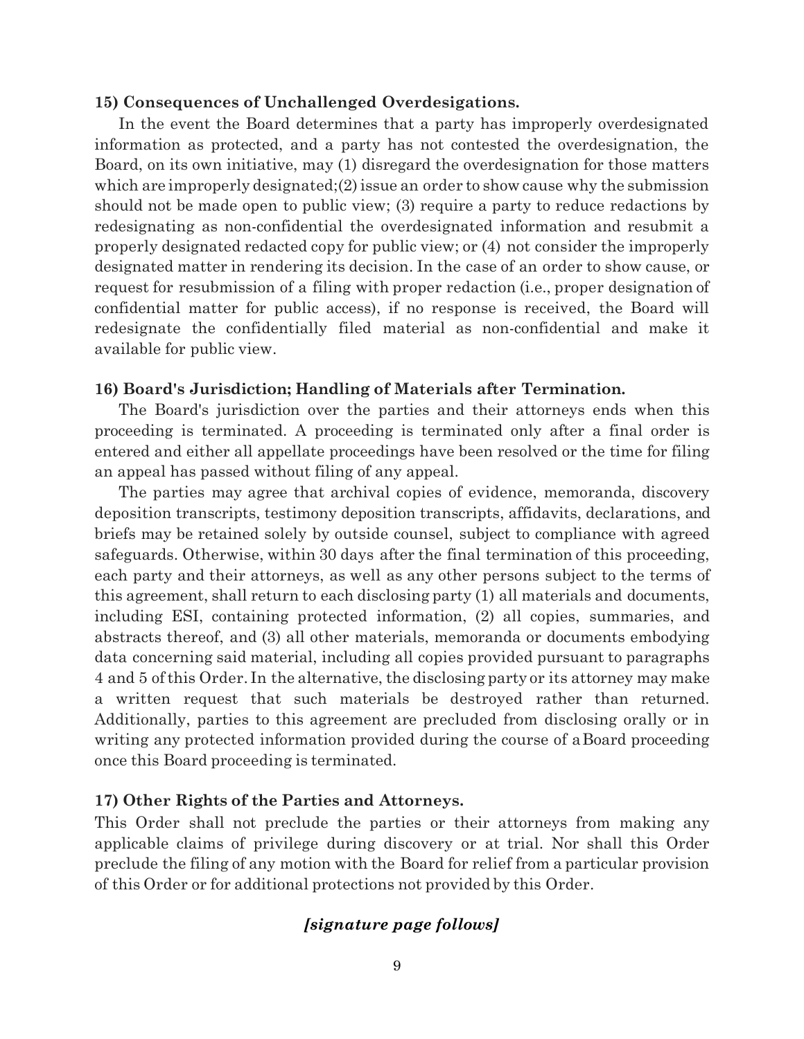**15) Consequences of Unchallenged Overdesigations.**

In the event the Board determines that a party has improperly overdesignated information as protected, and a party has not contested the overdesignation, the Board, on its own initiative, may (1) disregard the overdesignation for those matters which are improperly designated;(2) issue an order to show cause why the submission should not be made open to public view; (3) require a party to reduce redactions by redesignating as non-confidential the overdesignated information and resubmit a properly designated redacted copy for public view; or (4) not consider the improperly designated matter in rendering its decision. In the case of an order to show cause, or request for resubmission of a filing with proper redaction (i.e., proper designation of confidential matter for public access), if no response is received, the Board will redesignate the confidentially filed material as non-confidential and make it available for public view.

**16) Board's Jurisdiction; Handling of Materials after Termination.**

The Board's jurisdiction over the parties and their attorneys ends when this proceeding is terminated. A proceeding is terminated only after a final order is entered and either all appellate proceedings have been resolved or the time for filing an appeal has passed without filing of any appeal.

The parties may agree that archival copies of evidence, memoranda, discovery deposition transcripts, testimony deposition transcripts, affidavits, declarations, and briefs may be retained solely by outside counsel, subject to compliance with agreed safeguards. Otherwise, within 30 days after the final termination of this proceeding, each party and their attorneys, as well as any other persons subject to the terms of this agreement, shall return to each disclosing party (1) all materials and documents, including ESI, containing protected information, (2) all copies, summaries, and abstracts thereof, and (3) all other materials, memoranda or documents embodying data concerning said material, including all copies provided pursuant to paragraphs 4 and 5 of this Order. In the alternative, the disclosing party or its attorney may make a written request that such materials be destroyed rather than returned. Additionally, parties to this agreement are precluded from disclosing orally or in writing any protected information provided during the course of a Board proceeding once this Board proceeding is terminated.

**17) Other Rights of the Parties and Attorneys.**

This Order shall not preclude the parties or their attorneys from making any applicable claims of privilege during discovery or at trial. Nor shall this Order preclude the filing of any motion with the Board for relief from a particular provision of this Order or for additional protections not provided by this Order.

***[signature page follows]***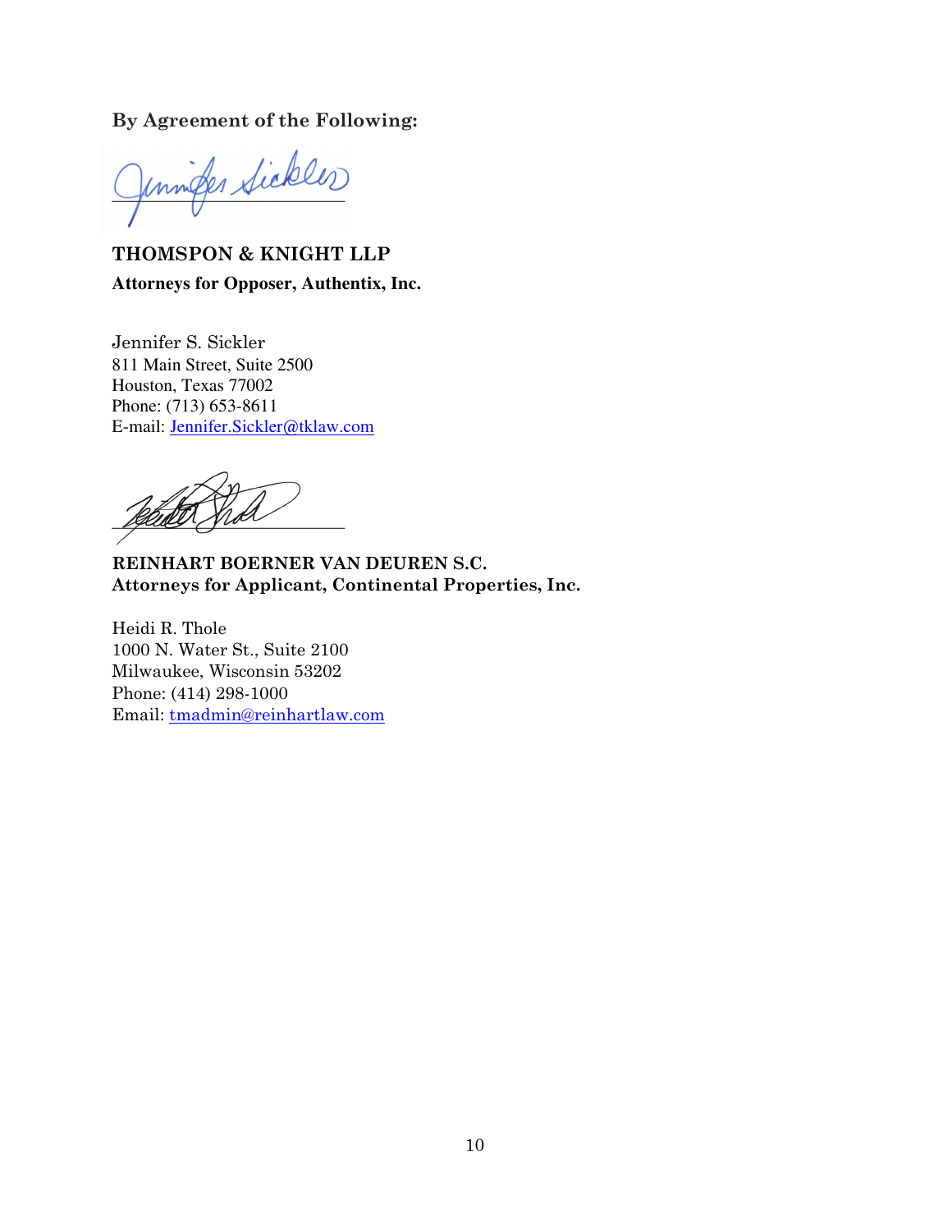**By Agreement of the Following:**

\_\_\_\_\_\_\_\_\_\_\_\_\_\_\_\_\_\_\_\_\_\_\_\_\_\_\_\_\_\_

**THOMSPON & KNIGHT LLP**
**Attorneys for Opposer, Authentix, Inc.**

Jennifer S. Sickler
811 Main Street, Suite 2500
Houston, Texas 77002
Phone: (713) 653-8611
E-mail: Jennifer.Sickler@tklaw.com

\_\_\_\_\_\_\_\_\_\_\_\_\_\_\_\_\_\_\_\_\_\_\_\_\_\_\_\_\_\_

**REINHART BOERNER VAN DEUREN S.C.**
**Attorneys for Applicant, Continental Properties, Inc.**

Heidi R. Thole
1000 N. Water St., Suite 2100
Milwaukee, Wisconsin 53202
Phone: (414) 298-1000
Email: tmadmin@reinhartlaw.com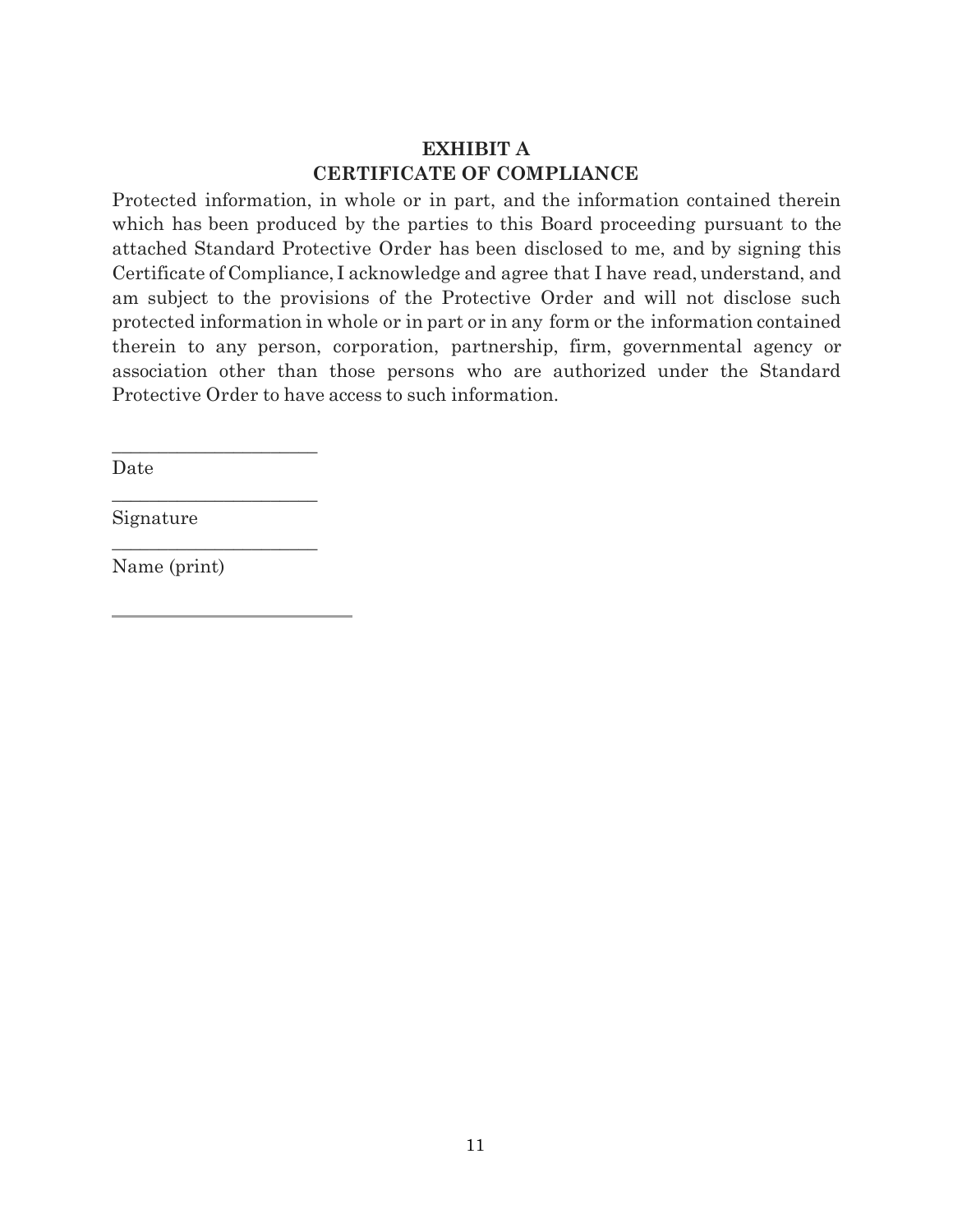**EXHIBIT A**
**CERTIFICATE OF COMPLIANCE**

Protected information, in whole or in part, and the information contained therein which has been produced by the parties to this Board proceeding pursuant to the attached Standard Protective Order has been disclosed to me, and by signing this Certificate of Compliance, I acknowledge and agree that I have read, understand, and am subject to the provisions of the Protective Order and will not disclose such protected information in whole or in part or in any form or the information contained therein to any person, corporation, partnership, firm, governmental agency or association other than those persons who are authorized under the Standard Protective Order to have access to such information.

\_\_\_\_\_\_\_\_\_\_\_\_\_\_\_\_\_\_\_\_\_\_
Date

\_\_\_\_\_\_\_\_\_\_\_\_\_\_\_\_\_\_\_\_\_\_
Signature

\_\_\_\_\_\_\_\_\_\_\_\_\_\_\_\_\_\_\_\_\_\_
Name (print)

---